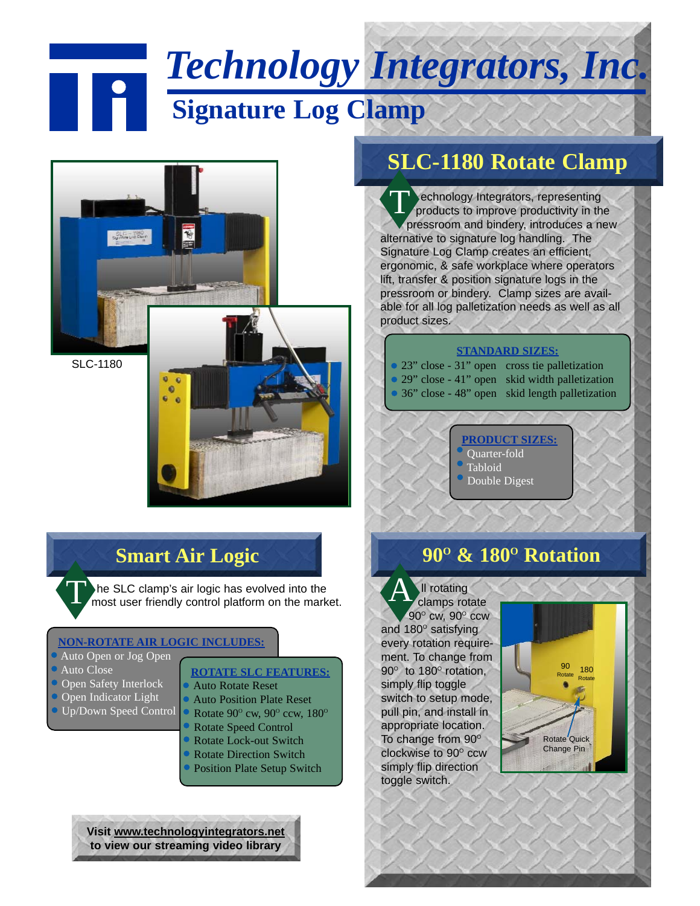# Technology Integrators, Inc.

## Signature Log Clamp

SLC-1180

## SLC-1180 Rotate Clamp

Technology Integrators, representing products to improve productivity in the pressroom and bindery, introduces a new alternative to signature log handling. The Signature Log Clamp creates an efficient, ergonomic, & safe workplace where operators lift, transfer & position signature logs in the pressroom or bindery. Clamp sizes are available for all log palletization needs as well as all product sizes.

**STANDARD SIZES:**

- 23" close - 31" open cross tie palletization
- 29" close - 41" open skid width palletization
- 36" close - 48" open skid length palletization

**PRODUCT SIZES:**

- Quarter-fold
- Tabloid
- Double Digest

## Smart Air Logic

The SLC clamp's air logic has evolved into the most user friendly control platform on the market.

**NON-ROTATE AIR LOGIC INCLUDES:**

- Auto Open or Jog Open
- Auto Close
- Open Safety Interlock
- Open Indicator Light
- Up/Down Speed Control

**ROTATE SLC FEATURES:**

- Auto Rotate Reset
- Auto Position Plate Reset
- Rotate 90° cw, 90° ccw, 180°
- Rotate Speed Control
- Rotate Lock-out Switch
- Rotate Direction Switch
- Position Plate Setup Switch

## 90° & 180° Rotation

All rotating clamps rotate 90° cw, 90° ccw and 180° satisfying every rotation requirement. To change from 90° to 180° rotation, simply flip toggle switch to setup mode, pull pin, and install in appropriate location. To change from 90° clockwise to 90° ccw simply flip direction toggle switch.

90 Rotate
180 Rotate
Rotate Quick Change Pin

**Visit www.technologyintegrators.net to view our streaming video library**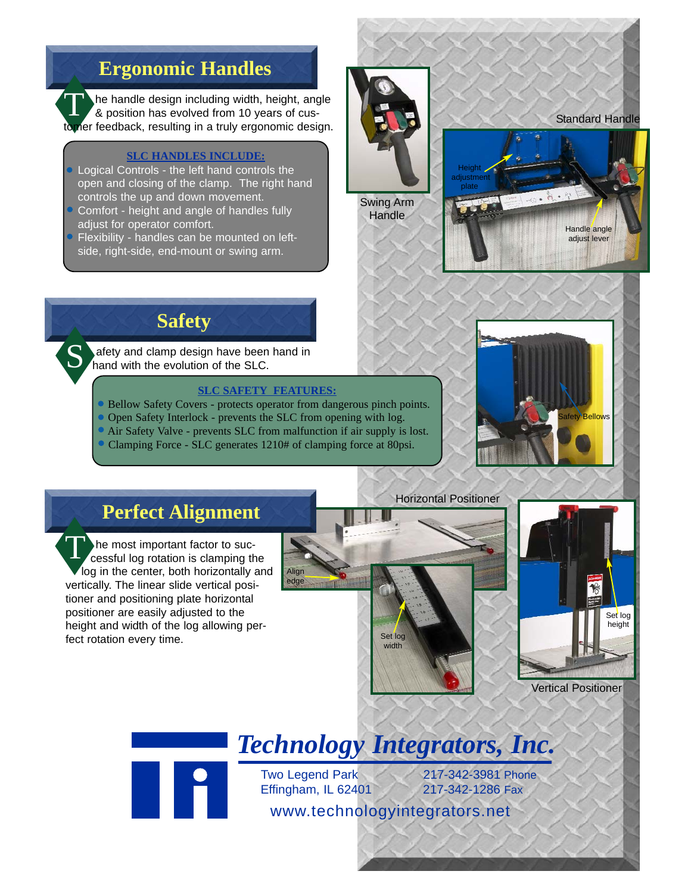## Ergonomic Handles

The handle design including width, height, angle & position has evolved from 10 years of customer feedback, resulting in a truly ergonomic design.

**SLC HANDLES INCLUDE:**

- Logical Controls - the left hand controls the open and closing of the clamp. The right hand controls the up and down movement.
- Comfort - height and angle of handles fully adjust for operator comfort.
- Flexibility - handles can be mounted on left-side, right-side, end-mount or swing arm.

Swing Arm Handle

Standard Handle

Height adjustment plate

Handle angle adjust lever

## Safety

Safety and clamp design have been hand in hand with the evolution of the SLC.

**SLC SAFETY FEATURES:**

- Bellow Safety Covers - protects operator from dangerous pinch points.
- Open Safety Interlock - prevents the SLC from opening with log.
- Air Safety Valve - prevents SLC from malfunction if air supply is lost.
- Clamping Force - SLC generates 1210# of clamping force at 80psi.

Safety Bellows

## Perfect Alignment

The most important factor to successful log rotation is clamping the log in the center, both horizontally and vertically. The linear slide vertical positioner and positioning plate horizontal positioner are easily adjusted to the height and width of the log allowing perfect rotation every time.

Horizontal Positioner

Align edge

Set log width

Set log height

Vertical Positioner

***Technology Integrators, Inc.***

Two Legend Park
Effingham, IL 62401

217-342-3981 Phone
217-342-1286 Fax

www.technologyintegrators.net